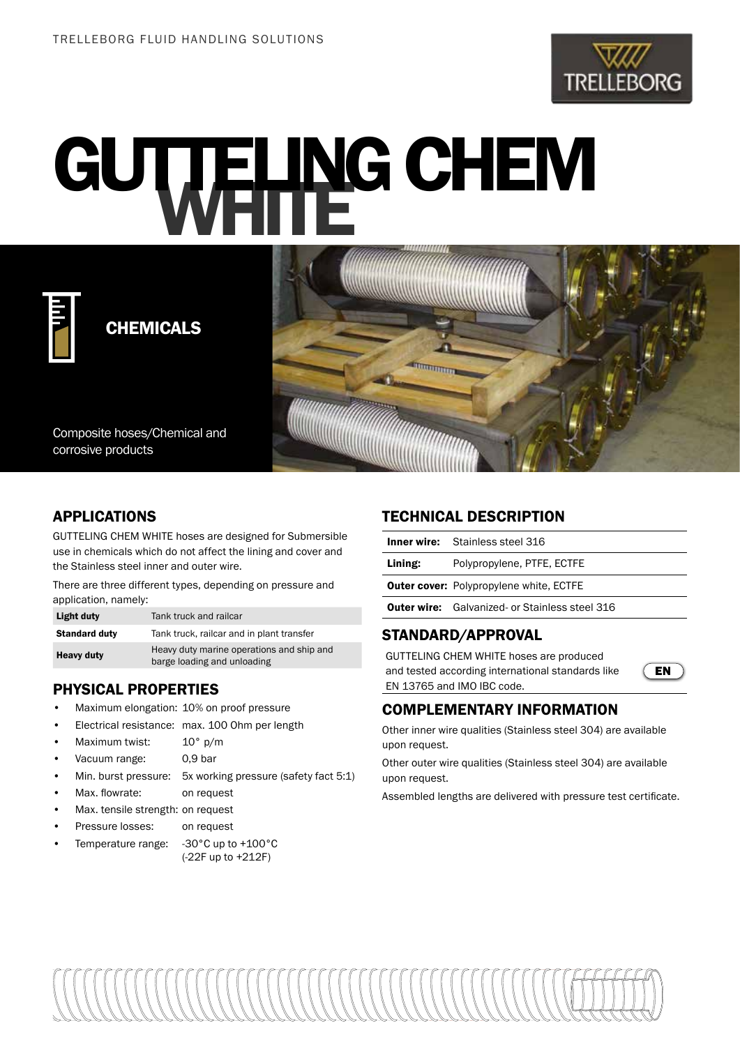TRELLEBORG FLUID HANDLING SOLUTIONS

# GUTTELING CHEM WHITE

**CHEMICALS**

Composite hoses/Chemical and corrosive products

## APPLICATIONS

GUTTELING CHEM WHITE hoses are designed for Submersible use in chemicals which do not affect the lining and cover and the Stainless steel inner and outer wire.

There are three different types, depending on pressure and application, namely:

| | |
|---|---|
| **Light duty** | Tank truck and railcar |
| **Standard duty** | Tank truck, railcar and in plant transfer |
| **Heavy duty** | Heavy duty marine operations and ship and barge loading and unloading |

## PHYSICAL PROPERTIES

- Maximum elongation: 10% on proof pressure
- Electrical resistance: max. 100 Ohm per length
- Maximum twist: 10° p/m
- Vacuum range: 0,9 bar
- Min. burst pressure: 5x working pressure (safety fact 5:1)
- Max. flowrate: on request
- Max. tensile strength: on request
- Pressure losses: on request
- Temperature range: -30°C up to +100°C (-22F up to +212F)

## TECHNICAL DESCRIPTION

| | |
|---|---|
| **Inner wire:** | Stainless steel 316 |
| **Lining:** | Polypropylene, PTFE, ECTFE |
| **Outer cover:** | Polypropylene white, ECTFE |
| **Outer wire:** | Galvanized- or Stainless steel 316 |

## STANDARD/APPROVAL

GUTTELING CHEM WHITE hoses are produced and tested according international standards like EN 13765 and IMO IBC code.

EN

## COMPLEMENTARY INFORMATION

Other inner wire qualities (Stainless steel 304) are available upon request.

Other outer wire qualities (Stainless steel 304) are available upon request.

Assembled lengths are delivered with pressure test certificate.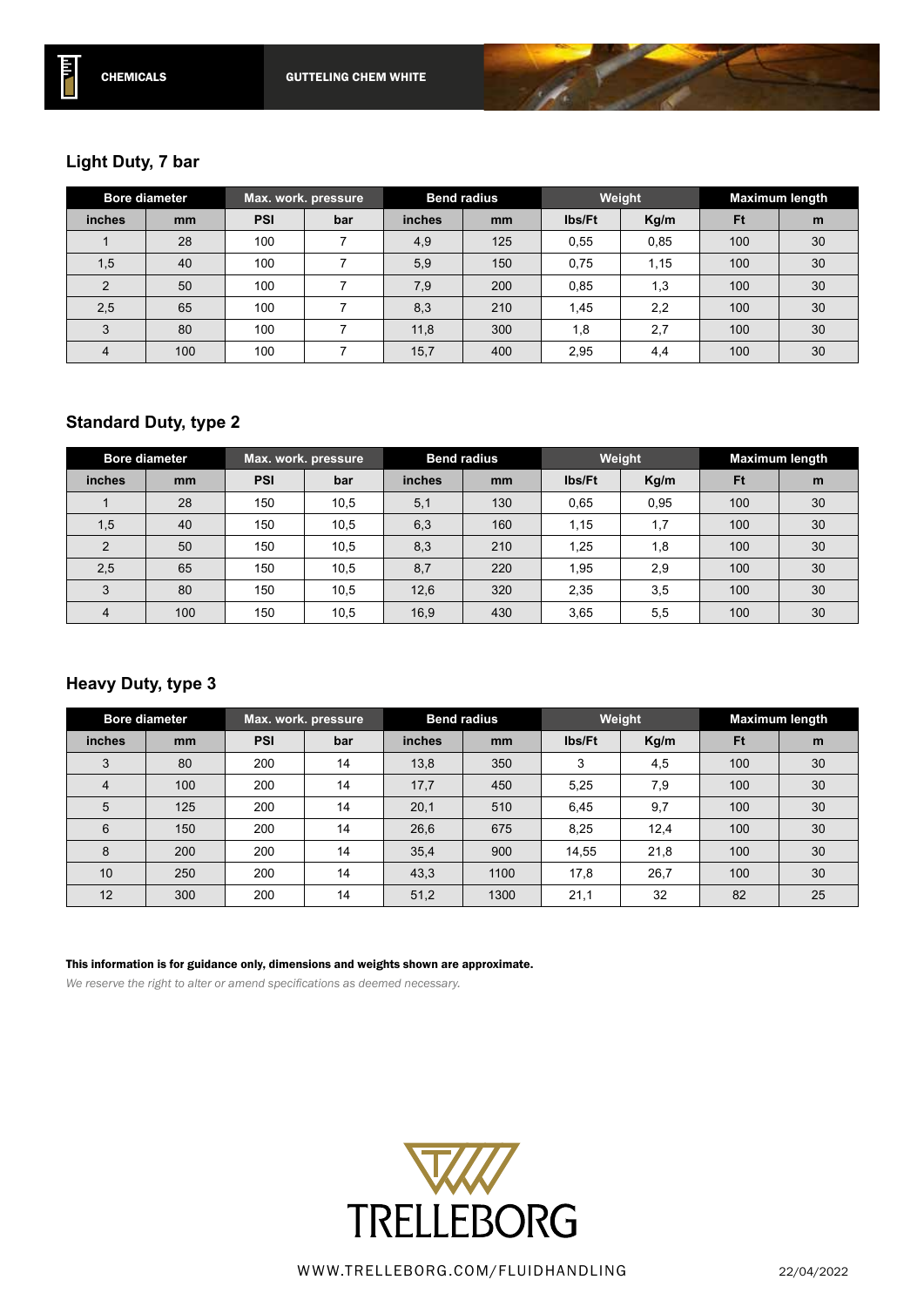## Light Duty, 7 bar

| Bore diameter | | Max. work. pressure | | Bend radius | | Weight | | Maximum length | |
|---|---|---|---|---|---|---|---|---|---|
| inches | mm | PSI | bar | inches | mm | lbs/Ft | Kg/m | Ft | m |
| 1 | 28 | 100 | 7 | 4,9 | 125 | 0,55 | 0,85 | 100 | 30 |
| 1,5 | 40 | 100 | 7 | 5,9 | 150 | 0,75 | 1,15 | 100 | 30 |
| 2 | 50 | 100 | 7 | 7,9 | 200 | 0,85 | 1,3 | 100 | 30 |
| 2,5 | 65 | 100 | 7 | 8,3 | 210 | 1,45 | 2,2 | 100 | 30 |
| 3 | 80 | 100 | 7 | 11,8 | 300 | 1,8 | 2,7 | 100 | 30 |
| 4 | 100 | 100 | 7 | 15,7 | 400 | 2,95 | 4,4 | 100 | 30 |

## Standard Duty, type 2

| Bore diameter | | Max. work. pressure | | Bend radius | | Weight | | Maximum length | |
|---|---|---|---|---|---|---|---|---|---|
| inches | mm | PSI | bar | inches | mm | lbs/Ft | Kg/m | Ft | m |
| 1 | 28 | 150 | 10,5 | 5,1 | 130 | 0,65 | 0,95 | 100 | 30 |
| 1,5 | 40 | 150 | 10,5 | 6,3 | 160 | 1,15 | 1,7 | 100 | 30 |
| 2 | 50 | 150 | 10,5 | 8,3 | 210 | 1,25 | 1,8 | 100 | 30 |
| 2,5 | 65 | 150 | 10,5 | 8,7 | 220 | 1,95 | 2,9 | 100 | 30 |
| 3 | 80 | 150 | 10,5 | 12,6 | 320 | 2,35 | 3,5 | 100 | 30 |
| 4 | 100 | 150 | 10,5 | 16,9 | 430 | 3,65 | 5,5 | 100 | 30 |

## Heavy Duty, type 3

| Bore diameter | | Max. work. pressure | | Bend radius | | Weight | | Maximum length | |
|---|---|---|---|---|---|---|---|---|---|
| inches | mm | PSI | bar | inches | mm | lbs/Ft | Kg/m | Ft | m |
| 3 | 80 | 200 | 14 | 13,8 | 350 | 3 | 4,5 | 100 | 30 |
| 4 | 100 | 200 | 14 | 17,7 | 450 | 5,25 | 7,9 | 100 | 30 |
| 5 | 125 | 200 | 14 | 20,1 | 510 | 6,45 | 9,7 | 100 | 30 |
| 6 | 150 | 200 | 14 | 26,6 | 675 | 8,25 | 12,4 | 100 | 30 |
| 8 | 200 | 200 | 14 | 35,4 | 900 | 14,55 | 21,8 | 100 | 30 |
| 10 | 250 | 200 | 14 | 43,3 | 1100 | 17,8 | 26,7 | 100 | 30 |
| 12 | 300 | 200 | 14 | 51,2 | 1300 | 21,1 | 32 | 82 | 25 |

**This information is for guidance only, dimensions and weights shown are approximate.**

*We reserve the right to alter or amend specifications as deemed necessary.*

TRELLEBORG

WWW.TRELLEBORG.COM/FLUIDHANDLING

22/04/2022